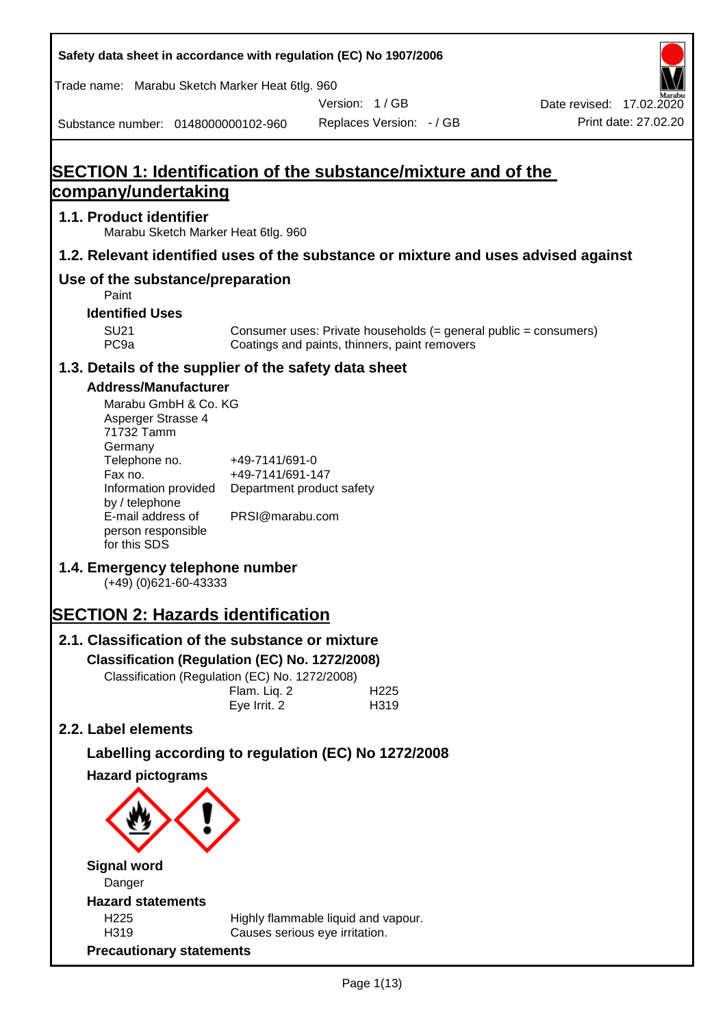Safety data sheet in accordance with regulation (EC) No 1907/2006

Trade name: Marabu Sketch Marker Heat 6tlg. 960

Version: 1 / GB

Date revised: 17.02.2020

Substance number: 0148000000102-960

Replaces Version: - / GB

Print date: 27.02.20

# SECTION 1: Identification of the substance/mixture and of the company/undertaking

## 1.1. Product identifier

Marabu Sketch Marker Heat 6tlg. 960

## 1.2. Relevant identified uses of the substance or mixture and uses advised against

## Use of the substance/preparation

Paint

### Identified Uses

| | |
|---|---|
| SU21 | Consumer uses: Private households (= general public = consumers) |
| PC9a | Coatings and paints, thinners, paint removers |

## 1.3. Details of the supplier of the safety data sheet

### Address/Manufacturer

Marabu GmbH & Co. KG
Asperger Strasse 4
71732 Tamm
Germany

| | |
|---|---|
| Telephone no. | +49-7141/691-0 |
| Fax no. | +49-7141/691-147 |
| Information provided by / telephone | Department product safety |
| E-mail address of person responsible for this SDS | PRSI@marabu.com |

## 1.4. Emergency telephone number

(+49) (0)621-60-43333

# SECTION 2: Hazards identification

## 2.1. Classification of the substance or mixture

### Classification (Regulation (EC) No. 1272/2008)

Classification (Regulation (EC) No. 1272/2008)

| | |
|---|---|
| Flam. Liq. 2 | H225 |
| Eye Irrit. 2 | H319 |

## 2.2. Label elements

### Labelling according to regulation (EC) No 1272/2008

### Hazard pictograms

### Signal word

Danger

### Hazard statements

| | |
|---|---|
| H225 | Highly flammable liquid and vapour. |
| H319 | Causes serious eye irritation. |

### Precautionary statements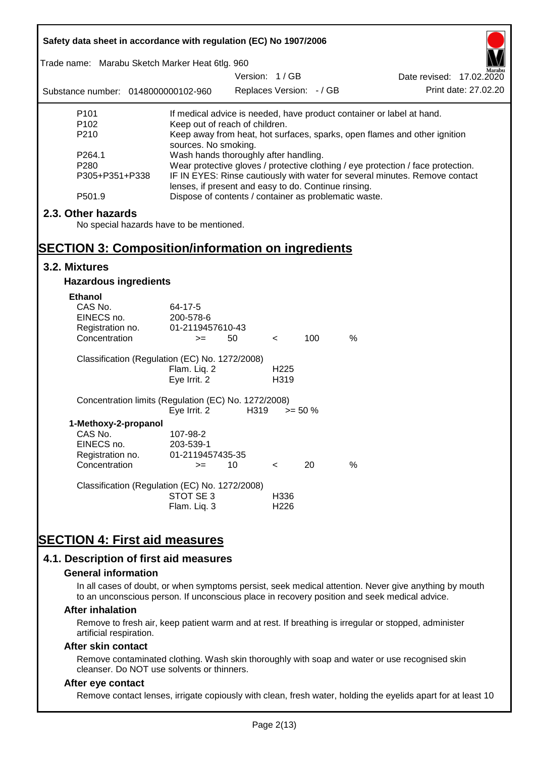| | |
|---|---|
| P101 | If medical advice is needed, have product container or label at hand. |
| P102 | Keep out of reach of children. |
| P210 | Keep away from heat, hot surfaces, sparks, open flames and other ignition sources. No smoking. |
| P264.1 | Wash hands thoroughly after handling. |
| P280 | Wear protective gloves / protective clothing / eye protection / face protection. |
| P305+P351+P338 | IF IN EYES: Rinse cautiously with water for several minutes. Remove contact lenses, if present and easy to do. Continue rinsing. |
| P501.9 | Dispose of contents / container as problematic waste. |

## 2.3. Other hazards

No special hazards have to be mentioned.

# SECTION 3: Composition/information on ingredients

## 3.2. Mixtures

### Hazardous ingredients

**Ethanol**

| | | | | | |
|---|---|---|---|---|---|
| CAS No. | 64-17-5 | | | | |
| EINECS no. | 200-578-6 | | | | |
| Registration no. | 01-2119457610-43 | | | | |
| Concentration | >= | 50 | < | 100 | % |

Classification (Regulation (EC) No. 1272/2008)

| | |
|---|---|
| Flam. Liq. 2 | H225 |
| Eye Irrit. 2 | H319 |

Concentration limits (Regulation (EC) No. 1272/2008)

| | | |
|---|---|---|
| Eye Irrit. 2 | H319 | >= 50 % |

**1-Methoxy-2-propanol**

| | | | | | |
|---|---|---|---|---|---|
| CAS No. | 107-98-2 | | | | |
| EINECS no. | 203-539-1 | | | | |
| Registration no. | 01-2119457435-35 | | | | |
| Concentration | >= | 10 | < | 20 | % |

Classification (Regulation (EC) No. 1272/2008)

| | |
|---|---|
| STOT SE 3 | H336 |
| Flam. Liq. 3 | H226 |

# SECTION 4: First aid measures

## 4.1. Description of first aid measures

### General information

In all cases of doubt, or when symptoms persist, seek medical attention. Never give anything by mouth to an unconscious person. If unconscious place in recovery position and seek medical advice.

### After inhalation

Remove to fresh air, keep patient warm and at rest. If breathing is irregular or stopped, administer artificial respiration.

### After skin contact

Remove contaminated clothing. Wash skin thoroughly with soap and water or use recognised skin cleanser. Do NOT use solvents or thinners.

### After eye contact

Remove contact lenses, irrigate copiously with clean, fresh water, holding the eyelids apart for at least 10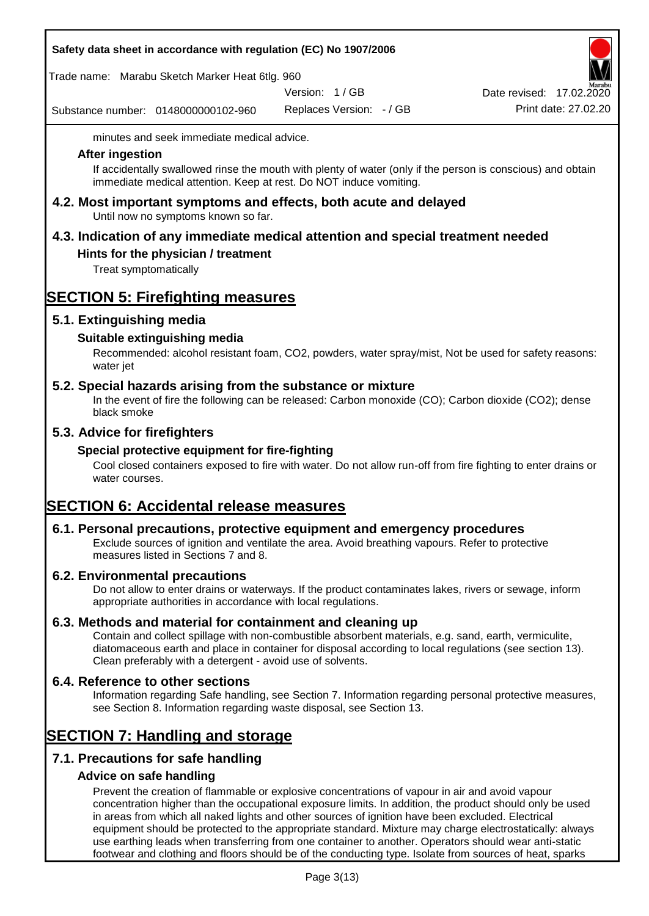minutes and seek immediate medical advice.

**After ingestion**

If accidentally swallowed rinse the mouth with plenty of water (only if the person is conscious) and obtain immediate medical attention. Keep at rest. Do NOT induce vomiting.

### 4.2. Most important symptoms and effects, both acute and delayed

Until now no symptoms known so far.

### 4.3. Indication of any immediate medical attention and special treatment needed

**Hints for the physician / treatment**

Treat symptomatically

## SECTION 5: Firefighting measures

### 5.1. Extinguishing media

**Suitable extinguishing media**

Recommended: alcohol resistant foam, $CO_2$, powders, water spray/mist, Not be used for safety reasons: water jet

### 5.2. Special hazards arising from the substance or mixture

In the event of fire the following can be released: Carbon monoxide (CO); Carbon dioxide ($CO_2$); dense black smoke

### 5.3. Advice for firefighters

**Special protective equipment for fire-fighting**

Cool closed containers exposed to fire with water. Do not allow run-off from fire fighting to enter drains or water courses.

## SECTION 6: Accidental release measures

### 6.1. Personal precautions, protective equipment and emergency procedures

Exclude sources of ignition and ventilate the area. Avoid breathing vapours. Refer to protective measures listed in Sections 7 and 8.

### 6.2. Environmental precautions

Do not allow to enter drains or waterways. If the product contaminates lakes, rivers or sewage, inform appropriate authorities in accordance with local regulations.

### 6.3. Methods and material for containment and cleaning up

Contain and collect spillage with non-combustible absorbent materials, e.g. sand, earth, vermiculite, diatomaceous earth and place in container for disposal according to local regulations (see section 13). Clean preferably with a detergent - avoid use of solvents.

### 6.4. Reference to other sections

Information regarding Safe handling, see Section 7. Information regarding personal protective measures, see Section 8. Information regarding waste disposal, see Section 13.

## SECTION 7: Handling and storage

### 7.1. Precautions for safe handling

**Advice on safe handling**

Prevent the creation of flammable or explosive concentrations of vapour in air and avoid vapour concentration higher than the occupational exposure limits. In addition, the product should only be used in areas from which all naked lights and other sources of ignition have been excluded. Electrical equipment should be protected to the appropriate standard. Mixture may charge electrostatically: always use earthing leads when transferring from one container to another. Operators should wear anti-static footwear and clothing and floors should be of the conducting type. Isolate from sources of heat, sparks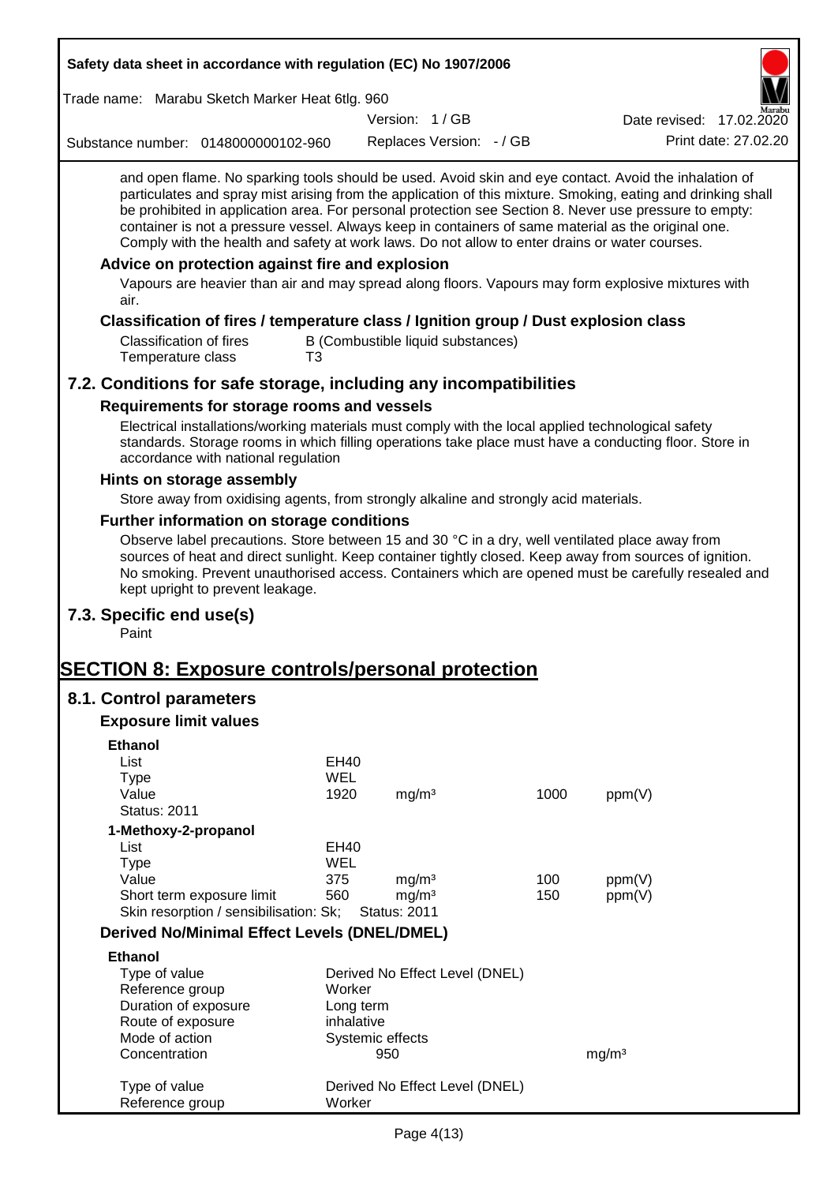and open flame. No sparking tools should be used. Avoid skin and eye contact. Avoid the inhalation of particulates and spray mist arising from the application of this mixture. Smoking, eating and drinking shall be prohibited in application area. For personal protection see Section 8. Never use pressure to empty: container is not a pressure vessel. Always keep in containers of same material as the original one. Comply with the health and safety at work laws. Do not allow to enter drains or water courses.

### Advice on protection against fire and explosion

Vapours are heavier than air and may spread along floors. Vapours may form explosive mixtures with air.

### Classification of fires / temperature class / Ignition group / Dust explosion class

| | |
|---|---|
| Classification of fires | B (Combustible liquid substances) |
| Temperature class | T3 |

## 7.2. Conditions for safe storage, including any incompatibilities

### Requirements for storage rooms and vessels

Electrical installations/working materials must comply with the local applied technological safety standards. Storage rooms in which filling operations take place must have a conducting floor. Store in accordance with national regulation

### Hints on storage assembly

Store away from oxidising agents, from strongly alkaline and strongly acid materials.

### Further information on storage conditions

Observe label precautions. Store between 15 and 30 °C in a dry, well ventilated place away from sources of heat and direct sunlight. Keep container tightly closed. Keep away from sources of ignition. No smoking. Prevent unauthorised access. Containers which are opened must be carefully resealed and kept upright to prevent leakage.

## 7.3. Specific end use(s)

Paint

# SECTION 8: Exposure controls/personal protection

## 8.1. Control parameters

### Exposure limit values

**Ethanol**

| | | | | |
|---|---|---|---|---|
| List | EH40 | | | |
| Type | WEL | | | |
| Value | 1920 | mg/m³ | 1000 | ppm(V) |
| Status: 2011 | | | | |

**1-Methoxy-2-propanol**

| | | | | |
|---|---|---|---|---|
| List | EH40 | | | |
| Type | WEL | | | |
| Value | 375 | mg/m³ | 100 | ppm(V) |
| Short term exposure limit | 560 | mg/m³ | 150 | ppm(V) |
| Skin resorption / sensibilisation: Sk; | Status: 2011 | | | |

### Derived No/Minimal Effect Levels (DNEL/DMEL)

**Ethanol**

| | | |
|---|---|---|
| Type of value | Derived No Effect Level (DNEL) | |
| Reference group | Worker | |
| Duration of exposure | Long term | |
| Route of exposure | inhalative | |
| Mode of action | Systemic effects | |
| Concentration | 950 | mg/m³ |

| | |
|---|---|
| Type of value | Derived No Effect Level (DNEL) |
| Reference group | Worker |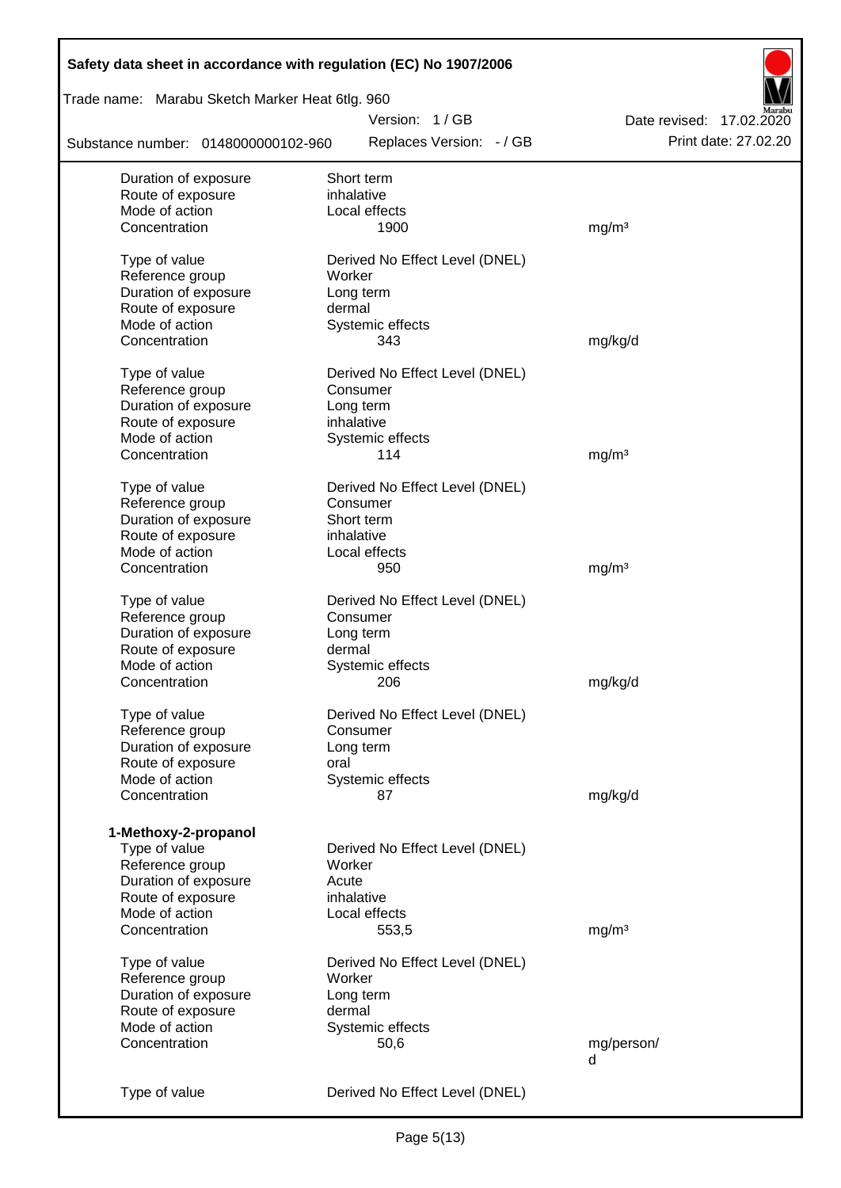| | | |
|---|---|---|
| Duration of exposure | Short term | |
| Route of exposure | inhalative | |
| Mode of action | Local effects | |
| Concentration | 1900 | mg/m³ |
| | | |
| Type of value | Derived No Effect Level (DNEL) | |
| Reference group | Worker | |
| Duration of exposure | Long term | |
| Route of exposure | dermal | |
| Mode of action | Systemic effects | |
| Concentration | 343 | mg/kg/d |
| | | |
| Type of value | Derived No Effect Level (DNEL) | |
| Reference group | Consumer | |
| Duration of exposure | Long term | |
| Route of exposure | inhalative | |
| Mode of action | Systemic effects | |
| Concentration | 114 | mg/m³ |
| | | |
| Type of value | Derived No Effect Level (DNEL) | |
| Reference group | Consumer | |
| Duration of exposure | Short term | |
| Route of exposure | inhalative | |
| Mode of action | Local effects | |
| Concentration | 950 | mg/m³ |
| | | |
| Type of value | Derived No Effect Level (DNEL) | |
| Reference group | Consumer | |
| Duration of exposure | Long term | |
| Route of exposure | dermal | |
| Mode of action | Systemic effects | |
| Concentration | 206 | mg/kg/d |
| | | |
| Type of value | Derived No Effect Level (DNEL) | |
| Reference group | Consumer | |
| Duration of exposure | Long term | |
| Route of exposure | oral | |
| Mode of action | Systemic effects | |
| Concentration | 87 | mg/kg/d |

**1-Methoxy-2-propanol**

| | | |
|---|---|---|
| Type of value | Derived No Effect Level (DNEL) | |
| Reference group | Worker | |
| Duration of exposure | Acute | |
| Route of exposure | inhalative | |
| Mode of action | Local effects | |
| Concentration | 553,5 | mg/m³ |
| | | |
| Type of value | Derived No Effect Level (DNEL) | |
| Reference group | Worker | |
| Duration of exposure | Long term | |
| Route of exposure | dermal | |
| Mode of action | Systemic effects | |
| Concentration | 50,6 | mg/person/d |
| | | |
| Type of value | Derived No Effect Level (DNEL) | |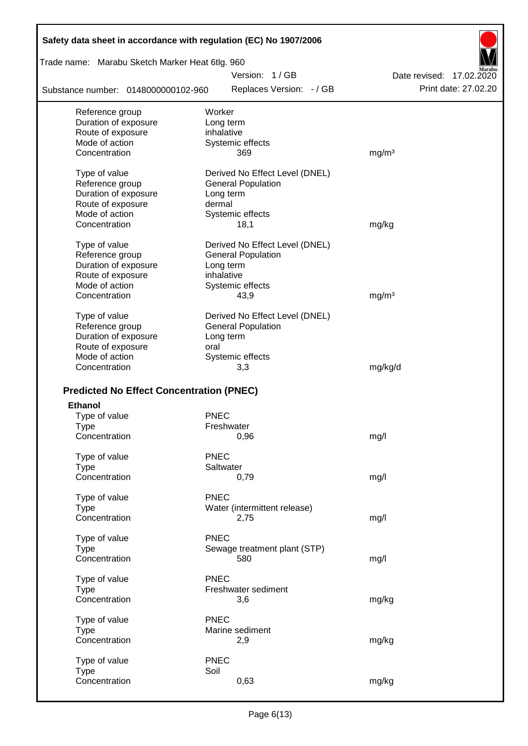| | | |
|---|---|---|
| Reference group | Worker | |
| Duration of exposure | Long term | |
| Route of exposure | inhalative | |
| Mode of action | Systemic effects | |
| Concentration | 369 | mg/m³ |

| | | |
|---|---|---|
| Type of value | Derived No Effect Level (DNEL) | |
| Reference group | General Population | |
| Duration of exposure | Long term | |
| Route of exposure | dermal | |
| Mode of action | Systemic effects | |
| Concentration | 18,1 | mg/kg |

| | | |
|---|---|---|
| Type of value | Derived No Effect Level (DNEL) | |
| Reference group | General Population | |
| Duration of exposure | Long term | |
| Route of exposure | inhalative | |
| Mode of action | Systemic effects | |
| Concentration | 43,9 | mg/m³ |

| | | |
|---|---|---|
| Type of value | Derived No Effect Level (DNEL) | |
| Reference group | General Population | |
| Duration of exposure | Long term | |
| Route of exposure | oral | |
| Mode of action | Systemic effects | |
| Concentration | 3,3 | mg/kg/d |

## Predicted No Effect Concentration (PNEC)

**Ethanol**

| | | |
|---|---|---|
| Type of value | PNEC | |
| Type | Freshwater | |
| Concentration | 0,96 | mg/l |

| | | |
|---|---|---|
| Type of value | PNEC | |
| Type | Saltwater | |
| Concentration | 0,79 | mg/l |

| | | |
|---|---|---|
| Type of value | PNEC | |
| Type | Water (intermittent release) | |
| Concentration | 2,75 | mg/l |

| | | |
|---|---|---|
| Type of value | PNEC | |
| Type | Sewage treatment plant (STP) | |
| Concentration | 580 | mg/l |

| | | |
|---|---|---|
| Type of value | PNEC | |
| Type | Freshwater sediment | |
| Concentration | 3,6 | mg/kg |

| | | |
|---|---|---|
| Type of value | PNEC | |
| Type | Marine sediment | |
| Concentration | 2,9 | mg/kg |

| | | |
|---|---|---|
| Type of value | PNEC | |
| Type | Soil | |
| Concentration | 0,63 | mg/kg |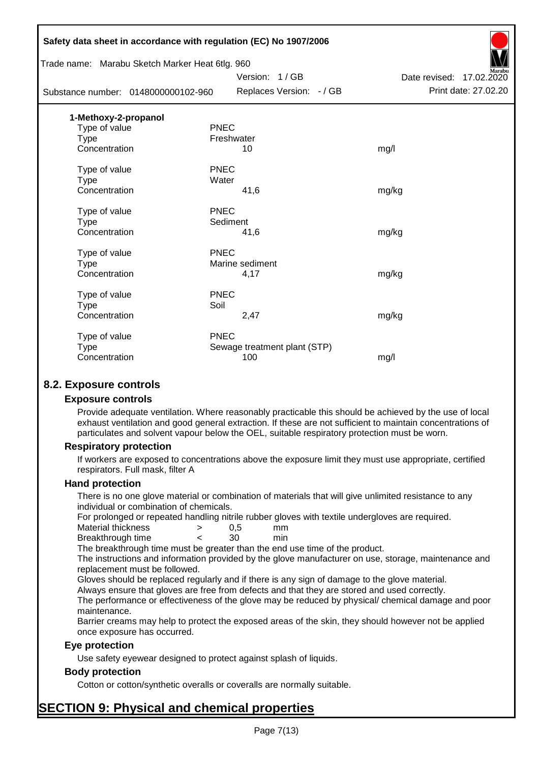**1-Methoxy-2-propanol**

| | | |
|---|---|---|
| Type of value | PNEC | |
| Type | Freshwater | |
| Concentration | 10 | mg/l |
| | | |
| Type of value | PNEC | |
| Type | Water | |
| Concentration | 41,6 | mg/kg |
| | | |
| Type of value | PNEC | |
| Type | Sediment | |
| Concentration | 41,6 | mg/kg |
| | | |
| Type of value | PNEC | |
| Type | Marine sediment | |
| Concentration | 4,17 | mg/kg |
| | | |
| Type of value | PNEC | |
| Type | Soil | |
| Concentration | 2,47 | mg/kg |
| | | |
| Type of value | PNEC | |
| Type | Sewage treatment plant (STP) | |
| Concentration | 100 | mg/l |

## 8.2. Exposure controls

### Exposure controls

Provide adequate ventilation. Where reasonably practicable this should be achieved by the use of local exhaust ventilation and good general extraction. If these are not sufficient to maintain concentrations of particulates and solvent vapour below the OEL, suitable respiratory protection must be worn.

### Respiratory protection

If workers are exposed to concentrations above the exposure limit they must use appropriate, certified respirators. Full mask, filter A

### Hand protection

There is no one glove material or combination of materials that will give unlimited resistance to any individual or combination of chemicals.

For prolonged or repeated handling nitrile rubber gloves with textile undergloves are required.

| | | | |
|---|---|---|---|
| Material thickness | > | 0,5 | mm |
| Breakthrough time | < | 30 | min |

The breakthrough time must be greater than the end use time of the product.

The instructions and information provided by the glove manufacturer on use, storage, maintenance and replacement must be followed.

Gloves should be replaced regularly and if there is any sign of damage to the glove material.

Always ensure that gloves are free from defects and that they are stored and used correctly.

The performance or effectiveness of the glove may be reduced by physical/ chemical damage and poor maintenance.

Barrier creams may help to protect the exposed areas of the skin, they should however not be applied once exposure has occurred.

### Eye protection

Use safety eyewear designed to protect against splash of liquids.

### Body protection

Cotton or cotton/synthetic overalls or coveralls are normally suitable.

# SECTION 9: Physical and chemical properties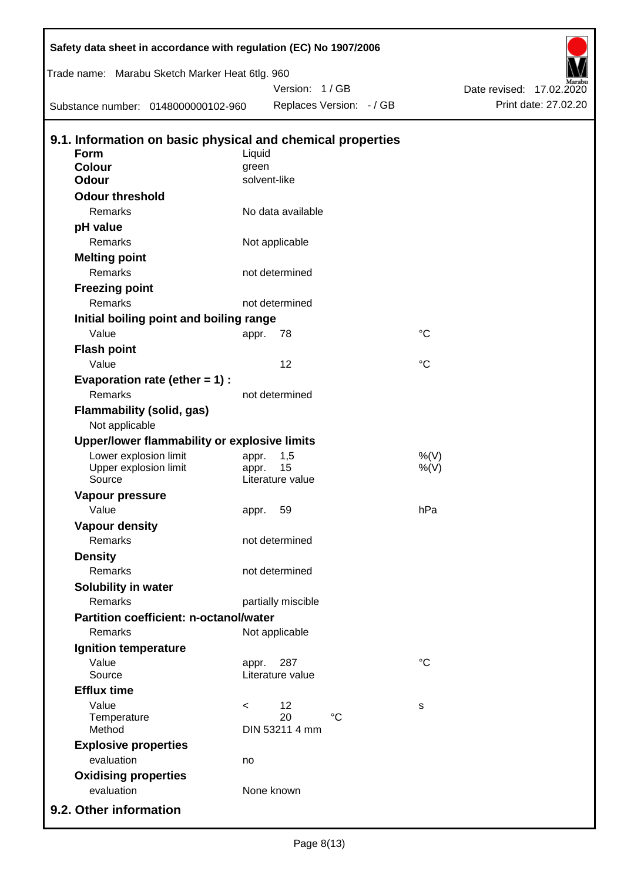Safety data sheet in accordance with regulation (EC) No 1907/2006

Trade name: Marabu Sketch Marker Heat 6tlg. 960

Version: 1 / GB

Date revised: 17.02.2020

Substance number: 0148000000102-960

Replaces Version: - / GB

Print date: 27.02.20

## 9.1. Information on basic physical and chemical properties

| | | | |
|---|---|---|---|
| **Form** | Liquid | | |
| **Colour** | green | | |
| **Odour** | solvent-like | | |
| **Odour threshold** | | | |
| Remarks | No data available | | |
| **pH value** | | | |
| Remarks | Not applicable | | |
| **Melting point** | | | |
| Remarks | not determined | | |
| **Freezing point** | | | |
| Remarks | not determined | | |
| **Initial boiling point and boiling range** | | | |
| Value | appr. | 78 | °C |
| **Flash point** | | | |
| Value | | 12 | °C |
| **Evaporation rate (ether = 1) :** | | | |
| Remarks | not determined | | |
| **Flammability (solid, gas)** | | | |
| Not applicable | | | |
| **Upper/lower flammability or explosive limits** | | | |
| Lower explosion limit | appr. | 1,5 | %(V) |
| Upper explosion limit | appr. | 15 | %(V) |
| Source | Literature value | | |
| **Vapour pressure** | | | |
| Value | appr. | 59 | hPa |
| **Vapour density** | | | |
| Remarks | not determined | | |
| **Density** | | | |
| Remarks | not determined | | |
| **Solubility in water** | | | |
| Remarks | partially miscible | | |
| **Partition coefficient: n-octanol/water** | | | |
| Remarks | Not applicable | | |
| **Ignition temperature** | | | |
| Value | appr. | 287 | °C |
| Source | Literature value | | |
| **Efflux time** | | | |
| Value | < | 12 | s |
| Temperature | | 20 °C | |
| Method | DIN 53211 4 mm | | |
| **Explosive properties** | | | |
| evaluation | no | | |
| **Oxidising properties** | | | |
| evaluation | None known | | |

## 9.2. Other information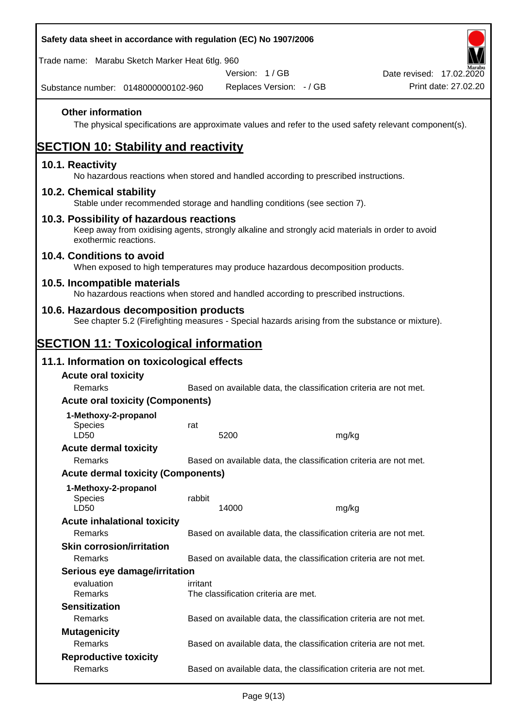**Other information**

The physical specifications are approximate values and refer to the used safety relevant component(s).

# SECTION 10: Stability and reactivity

## 10.1. Reactivity

No hazardous reactions when stored and handled according to prescribed instructions.

## 10.2. Chemical stability

Stable under recommended storage and handling conditions (see section 7).

## 10.3. Possibility of hazardous reactions

Keep away from oxidising agents, strongly alkaline and strongly acid materials in order to avoid exothermic reactions.

## 10.4. Conditions to avoid

When exposed to high temperatures may produce hazardous decomposition products.

## 10.5. Incompatible materials

No hazardous reactions when stored and handled according to prescribed instructions.

## 10.6. Hazardous decomposition products

See chapter 5.2 (Firefighting measures - Special hazards arising from the substance or mixture).

# SECTION 11: Toxicological information

## 11.1. Information on toxicological effects

### Acute oral toxicity

| | | |
|---|---|---|
| Remarks | Based on available data, the classification criteria are not met. | |

### Acute oral toxicity (Components)

**1-Methoxy-2-propanol**

| | | |
|---|---|---|
| Species | rat | |
| LD50 | 5200 | mg/kg |

### Acute dermal toxicity

| | |
|---|---|
| Remarks | Based on available data, the classification criteria are not met. |

### Acute dermal toxicity (Components)

**1-Methoxy-2-propanol**

| | | |
|---|---|---|
| Species | rabbit | |
| LD50 | 14000 | mg/kg |

### Acute inhalational toxicity

| | |
|---|---|
| Remarks | Based on available data, the classification criteria are not met. |

### Skin corrosion/irritation

| | |
|---|---|
| Remarks | Based on available data, the classification criteria are not met. |

### Serious eye damage/irritation

| | |
|---|---|
| evaluation | irritant |
| Remarks | The classification criteria are met. |

### Sensitization

| | |
|---|---|
| Remarks | Based on available data, the classification criteria are not met. |

### Mutagenicity

| | |
|---|---|
| Remarks | Based on available data, the classification criteria are not met. |

### Reproductive toxicity

| | |
|---|---|
| Remarks | Based on available data, the classification criteria are not met. |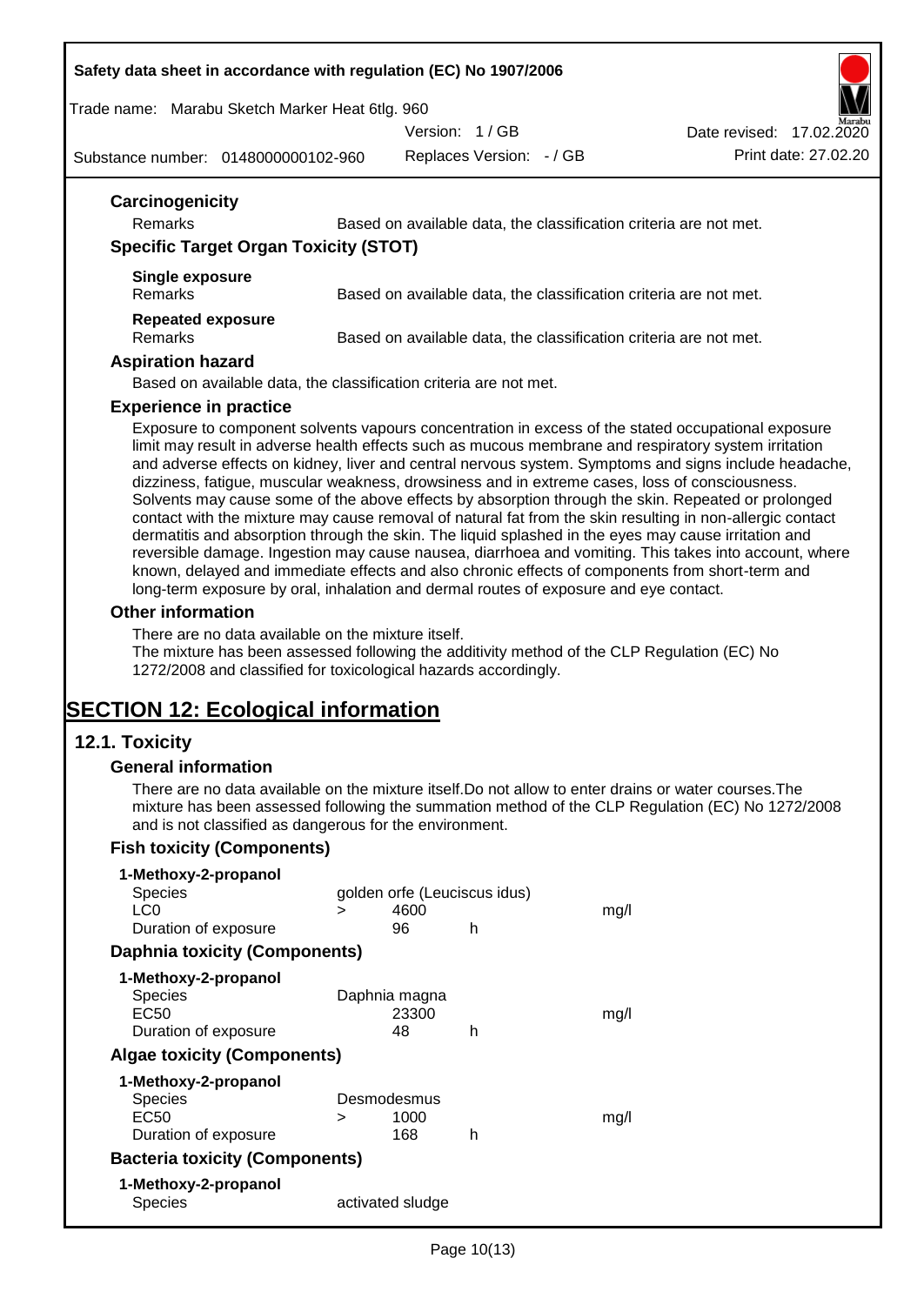### Carcinogenicity

| | |
|---|---|
| Remarks | Based on available data, the classification criteria are not met. |

### Specific Target Organ Toxicity (STOT)

**Single exposure**

| | |
|---|---|
| Remarks | Based on available data, the classification criteria are not met. |

**Repeated exposure**

| | |
|---|---|
| Remarks | Based on available data, the classification criteria are not met. |

### Aspiration hazard

Based on available data, the classification criteria are not met.

### Experience in practice

Exposure to component solvents vapours concentration in excess of the stated occupational exposure limit may result in adverse health effects such as mucous membrane and respiratory system irritation and adverse effects on kidney, liver and central nervous system. Symptoms and signs include headache, dizziness, fatigue, muscular weakness, drowsiness and in extreme cases, loss of consciousness. Solvents may cause some of the above effects by absorption through the skin. Repeated or prolonged contact with the mixture may cause removal of natural fat from the skin resulting in non-allergic contact dermatitis and absorption through the skin. The liquid splashed in the eyes may cause irritation and reversible damage. Ingestion may cause nausea, diarrhoea and vomiting. This takes into account, where known, delayed and immediate effects and also chronic effects of components from short-term and long-term exposure by oral, inhalation and dermal routes of exposure and eye contact.

### Other information

There are no data available on the mixture itself.
The mixture has been assessed following the additivity method of the CLP Regulation (EC) No 1272/2008 and classified for toxicological hazards accordingly.

# SECTION 12: Ecological information

## 12.1. Toxicity

### General information

There are no data available on the mixture itself.Do not allow to enter drains or water courses.The mixture has been assessed following the summation method of the CLP Regulation (EC) No 1272/2008 and is not classified as dangerous for the environment.

### Fish toxicity (Components)

**1-Methoxy-2-propanol**

| | | | | |
|---|---|---|---|---|
| Species | | golden orfe (Leuciscus idus) | | |
| LC0 | > | 4600 | | mg/l |
| Duration of exposure | | 96 | h | |

### Daphnia toxicity (Components)

**1-Methoxy-2-propanol**

| | | | | |
|---|---|---|---|---|
| Species | | Daphnia magna | | |
| EC50 | | 23300 | | mg/l |
| Duration of exposure | | 48 | h | |

### Algae toxicity (Components)

**1-Methoxy-2-propanol**

| | | | | |
|---|---|---|---|---|
| Species | | Desmodesmus | | |
| EC50 | > | 1000 | | mg/l |
| Duration of exposure | | 168 | h | |

### Bacteria toxicity (Components)

**1-Methoxy-2-propanol**

| | |
|---|---|
| Species | activated sludge |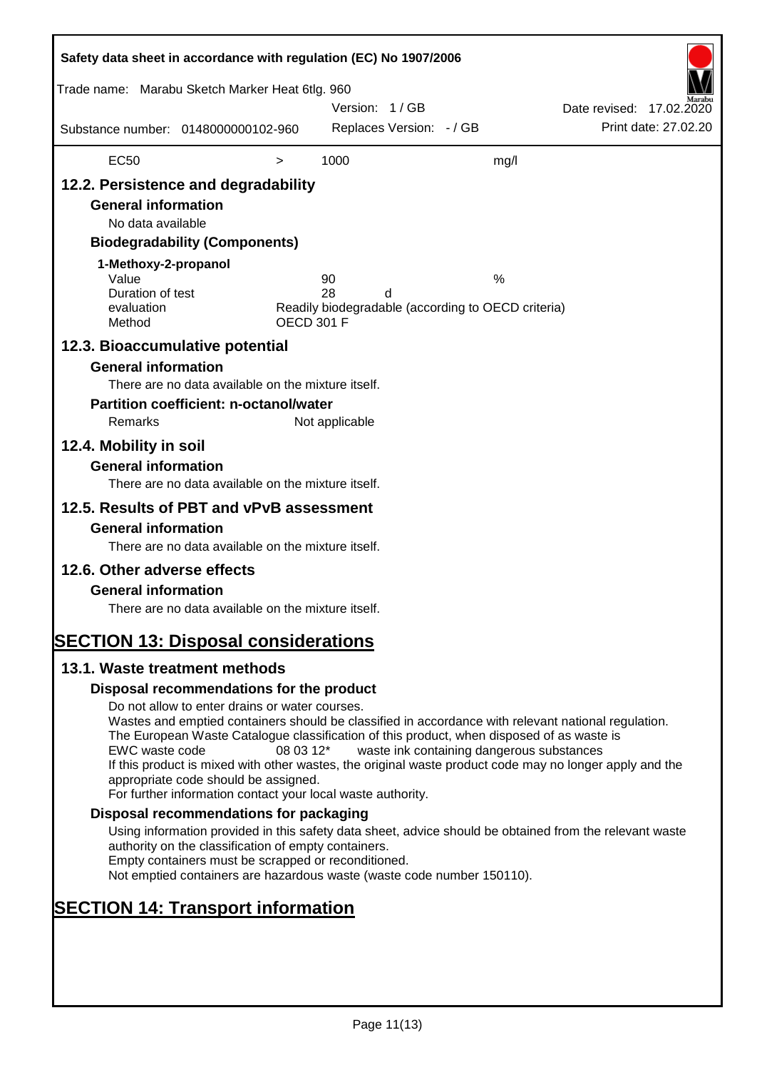| EC50 | > | 1000 | mg/l |
|---|---|---|---|

## 12.2. Persistence and degradability

### General information

No data available

### Biodegradability (Components)

**1-Methoxy-2-propanol**

| | | |
|---|---|---|
| Value | 90 | % |
| Duration of test | 28 | d |
| evaluation | Readily biodegradable (according to OECD criteria) | |
| Method | OECD 301 F | |

## 12.3. Bioaccumulative potential

### General information

There are no data available on the mixture itself.

### Partition coefficient: n-octanol/water

Remarks Not applicable

## 12.4. Mobility in soil

### General information

There are no data available on the mixture itself.

## 12.5. Results of PBT and vPvB assessment

### General information

There are no data available on the mixture itself.

## 12.6. Other adverse effects

### General information

There are no data available on the mixture itself.

# SECTION 13: Disposal considerations

## 13.1. Waste treatment methods

### Disposal recommendations for the product

Do not allow to enter drains or water courses.
Wastes and emptied containers should be classified in accordance with relevant national regulation.
The European Waste Catalogue classification of this product, when disposed of as waste is
EWC waste code 08 03 12* waste ink containing dangerous substances
If this product is mixed with other wastes, the original waste product code may no longer apply and the appropriate code should be assigned.
For further information contact your local waste authority.

### Disposal recommendations for packaging

Using information provided in this safety data sheet, advice should be obtained from the relevant waste authority on the classification of empty containers.
Empty containers must be scrapped or reconditioned.
Not emptied containers are hazardous waste (waste code number 150110).

# SECTION 14: Transport information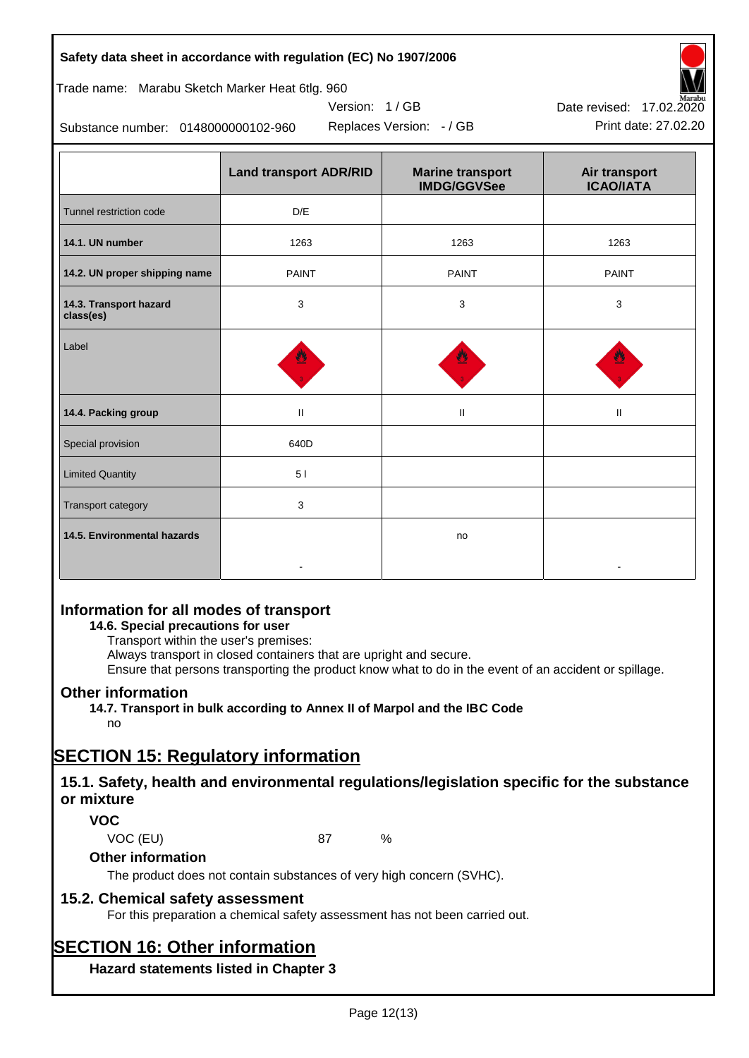| | Land transport ADR/RID | Marine transport IMDG/GGVSee | Air transport ICAO/IATA |
|---|---|---|---|
| Tunnel restriction code | D/E | | |
| **14.1. UN number** | 1263 | 1263 | 1263 |
| **14.2. UN proper shipping name** | PAINT | PAINT | PAINT |
| **14.3. Transport hazard class(es)** | 3 | 3 | 3 |
| Label | | | |
| **14.4. Packing group** | II | II | II |
| Special provision | 640D | | |
| Limited Quantity | 5 l | | |
| Transport category | 3 | | |
| **14.5. Environmental hazards** | - | no | - |

## Information for all modes of transport

**14.6. Special precautions for user**

Transport within the user's premises:
Always transport in closed containers that are upright and secure.
Ensure that persons transporting the product know what to do in the event of an accident or spillage.

## Other information

**14.7. Transport in bulk according to Annex II of Marpol and the IBC Code**

no

# SECTION 15: Regulatory information

## 15.1. Safety, health and environmental regulations/legislation specific for the substance or mixture

### VOC

VOC (EU) 87 %

### Other information

The product does not contain substances of very high concern (SVHC).

## 15.2. Chemical safety assessment

For this preparation a chemical safety assessment has not been carried out.

# SECTION 16: Other information

### Hazard statements listed in Chapter 3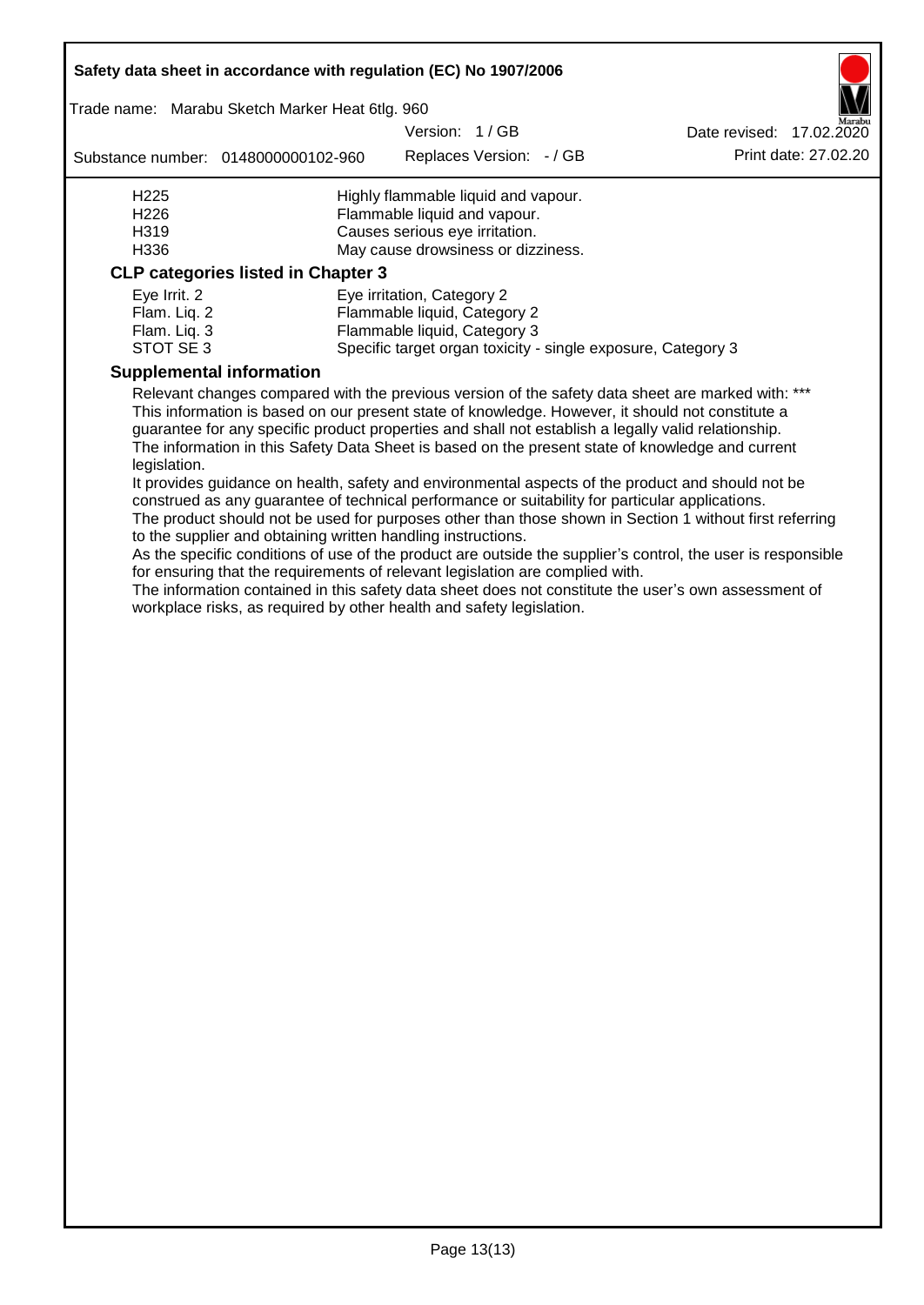| | |
|---|---|
| H225 | Highly flammable liquid and vapour. |
| H226 | Flammable liquid and vapour. |
| H319 | Causes serious eye irritation. |
| H336 | May cause drowsiness or dizziness. |

### CLP categories listed in Chapter 3

| | |
|---|---|
| Eye Irrit. 2 | Eye irritation, Category 2 |
| Flam. Liq. 2 | Flammable liquid, Category 2 |
| Flam. Liq. 3 | Flammable liquid, Category 3 |
| STOT SE 3 | Specific target organ toxicity - single exposure, Category 3 |

### Supplemental information

Relevant changes compared with the previous version of the safety data sheet are marked with: ***
This information is based on our present state of knowledge. However, it should not constitute a guarantee for any specific product properties and shall not establish a legally valid relationship.
The information in this Safety Data Sheet is based on the present state of knowledge and current legislation.
It provides guidance on health, safety and environmental aspects of the product and should not be construed as any guarantee of technical performance or suitability for particular applications.
The product should not be used for purposes other than those shown in Section 1 without first referring to the supplier and obtaining written handling instructions.
As the specific conditions of use of the product are outside the supplier's control, the user is responsible for ensuring that the requirements of relevant legislation are complied with.
The information contained in this safety data sheet does not constitute the user's own assessment of workplace risks, as required by other health and safety legislation.